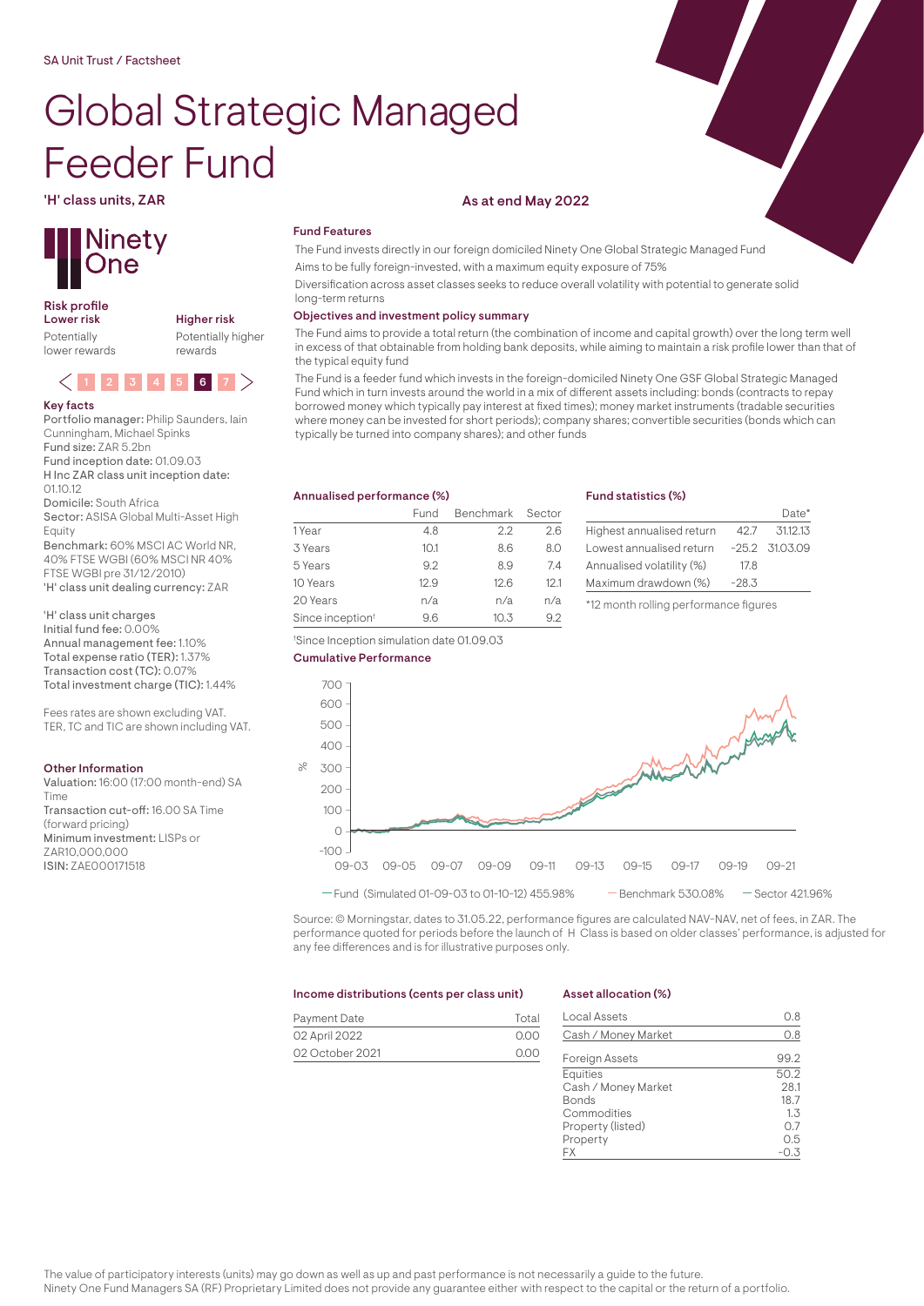SA Unit Trust / Factsheet

# Global Strategic Managed Feeder Fund

'H' class units, ZAR

As at end May 2022

Ninety One

### Risk profile

**Lower risk**
Potentially lower rewards

**Higher risk**
Potentially higher rewards

1 2 3 4 5 **6** 7

### Key facts

**Portfolio manager:** Philip Saunders, Iain Cunningham, Michael Spinks
**Fund size:** ZAR 5.2bn
**Fund inception date:** 01.09.03
**H Inc ZAR class unit inception date:** 01.10.12
**Domicile:** South Africa
**Sector:** ASISA Global Multi-Asset High Equity
**Benchmark:** 60% MSCI AC World NR, 40% FTSE WGBI (60% MSCI NR 40% FTSE WGBI pre 31/12/2010)
**'H' class unit dealing currency:** ZAR

'H' class unit charges
**Initial fund fee:** 0.00%
**Annual management fee:** 1.10%
**Total expense ratio (TER):** 1.37%
**Transaction cost (TC):** 0.07%
**Total investment charge (TIC):** 1.44%

Fees rates are shown excluding VAT.
TER, TC and TIC are shown including VAT.

### Other Information

**Valuation:** 16:00 (17:00 month-end) SA Time
**Transaction cut-off:** 16.00 SA Time (forward pricing)
**Minimum investment:** LISPs or ZAR10,000,000
**ISIN:** ZAE000171518

### Fund Features

The Fund invests directly in our foreign domiciled Ninety One Global Strategic Managed Fund

Aims to be fully foreign-invested, with a maximum equity exposure of 75%

Diversification across asset classes seeks to reduce overall volatility with potential to generate solid long-term returns

### Objectives and investment policy summary

The Fund aims to provide a total return (the combination of income and capital growth) over the long term well in excess of that obtainable from holding bank deposits, while aiming to maintain a risk profile lower than that of the typical equity fund

The Fund is a feeder fund which invests in the foreign-domiciled Ninety One GSF Global Strategic Managed Fund which in turn invests around the world in a mix of different assets including: bonds (contracts to repay borrowed money which typically pay interest at fixed times); money market instruments (tradable securities where money can be invested for short periods); company shares; convertible securities (bonds which can typically be turned into company shares); and other funds

### Annualised performance (%)

| | Fund | Benchmark | Sector |
|---|---|---|---|
| 1 Year | 4.8 | 2.2 | 2.6 |
| 3 Years | 10.1 | 8.6 | 8.0 |
| 5 Years | 9.2 | 8.9 | 7.4 |
| 10 Years | 12.9 | 12.6 | 12.1 |
| 20 Years | n/a | n/a | n/a |
| Since inception[†] | 9.6 | 10.3 | 9.2 |

[†]Since Inception simulation date 01.09.03

### Fund statistics (%)

| | | Date* |
|---|---|---|
| Highest annualised return | 42.7 | 31.12.13 |
| Lowest annualised return | -25.2 | 31.03.09 |
| Annualised volatility (%) | 17.8 | |
| Maximum drawdown (%) | -28.3 | |

*12 month rolling performance figures

### Cumulative Performance

— Fund (Simulated 01-09-03 to 01-10-12) 455.98% — Benchmark 530.08% — Sector 421.96%

Source: © Morningstar, dates to 31.05.22, performance figures are calculated NAV-NAV, net of fees, in ZAR. The performance quoted for periods before the launch of H Class is based on older classes' performance, is adjusted for any fee differences and is for illustrative purposes only.

### Income distributions (cents per class unit)

| Payment Date | Total |
|---|---|
| 02 April 2022 | 0.00 |
| 02 October 2021 | 0.00 |

### Asset allocation (%)

| | |
|---|---|
| Local Assets | 0.8 |
| Cash / Money Market | 0.8 |
| Foreign Assets | 99.2 |
| Equities | 50.2 |
| Cash / Money Market | 28.1 |
| Bonds | 18.7 |
| Commodities | 1.3 |
| Property (listed) | 0.7 |
| Property | 0.5 |
| FX | -0.3 |

The value of participatory interests (units) may go down as well as up and past performance is not necessarily a guide to the future.
Ninety One Fund Managers SA (RF) Proprietary Limited does not provide any guarantee either with respect to the capital or the return of a portfolio.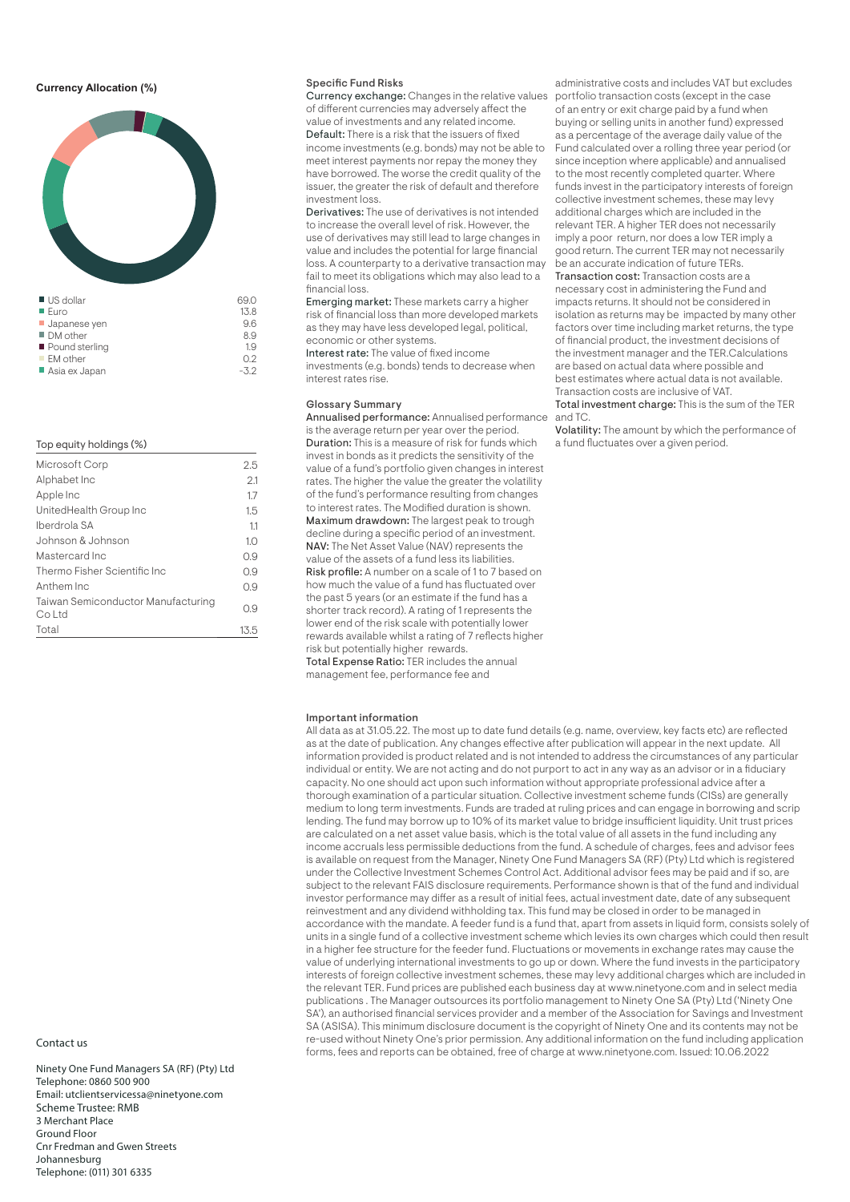**Currency Allocation (%)**

- US dollar 69.0
- Euro 13.8
- Japanese yen 9.6
- DM other 8.9
- Pound sterling 1.9
- EM other 0.2
- Asia ex Japan -3.2

Top equity holdings (%)

| | |
|---|---|
| Microsoft Corp | 2.5 |
| Alphabet Inc | 2.1 |
| Apple Inc | 1.7 |
| UnitedHealth Group Inc | 1.5 |
| Iberdrola SA | 1.1 |
| Johnson & Johnson | 1.0 |
| Mastercard Inc | 0.9 |
| Thermo Fisher Scientific Inc | 0.9 |
| Anthem Inc | 0.9 |
| Taiwan Semiconductor Manufacturing Co Ltd | 0.9 |
| Total | 13.5 |

### Specific Fund Risks

**Currency exchange:** Changes in the relative values of different currencies may adversely affect the value of investments and any related income.

**Default:** There is a risk that the issuers of fixed income investments (e.g. bonds) may not be able to meet interest payments nor repay the money they have borrowed. The worse the credit quality of the issuer, the greater the risk of default and therefore investment loss.

**Derivatives:** The use of derivatives is not intended to increase the overall level of risk. However, the use of derivatives may still lead to large changes in value and includes the potential for large financial loss. A counterparty to a derivative transaction may fail to meet its obligations which may also lead to a financial loss.

**Emerging market:** These markets carry a higher risk of financial loss than more developed markets as they may have less developed legal, political, economic or other systems.

**Interest rate:** The value of fixed income investments (e.g. bonds) tends to decrease when interest rates rise.

### Glossary Summary

**Annualised performance:** Annualised performance is the average return per year over the period.

**Duration:** This is a measure of risk for funds which invest in bonds as it predicts the sensitivity of the value of a fund's portfolio given changes in interest rates. The higher the value the greater the volatility of the fund's performance resulting from changes to interest rates. The Modified duration is shown.

**Maximum drawdown:** The largest peak to trough decline during a specific period of an investment.

**NAV:** The Net Asset Value (NAV) represents the value of the assets of a fund less its liabilities.

**Risk profile:** A number on a scale of 1 to 7 based on how much the value of a fund has fluctuated over the past 5 years (or an estimate if the fund has a shorter track record). A rating of 1 represents the lower end of the risk scale with potentially lower rewards available whilst a rating of 7 reflects higher risk but potentially higher rewards.

**Total Expense Ratio:** TER includes the annual management fee, performance fee and administrative costs and includes VAT but excludes portfolio transaction costs (except in the case of an entry or exit charge paid by a fund when buying or selling units in another fund) expressed as a percentage of the average daily value of the Fund calculated over a rolling three year period (or since inception where applicable) and annualised to the most recently completed quarter. Where funds invest in the participatory interests of foreign collective investment schemes, these may levy additional charges which are included in the relevant TER. A higher TER does not necessarily imply a poor return, nor does a low TER imply a good return. The current TER may not necessarily be an accurate indication of future TERs.

**Transaction cost:** Transaction costs are a necessary cost in administering the Fund and impacts returns. It should not be considered in isolation as returns may be impacted by many other factors over time including market returns, the type of financial product, the investment decisions of the investment manager and the TER.Calculations are based on actual data where possible and best estimates where actual data is not available. Transaction costs are inclusive of VAT.

**Total investment charge:** This is the sum of the TER and TC.

**Volatility:** The amount by which the performance of a fund fluctuates over a given period.

### Important information

All data as at 31.05.22. The most up to date fund details (e.g. name, overview, key facts etc) are reflected as at the date of publication. Any changes effective after publication will appear in the next update. All information provided is product related and is not intended to address the circumstances of any particular individual or entity. We are not acting and do not purport to act in any way as an advisor or in a fiduciary capacity. No one should act upon such information without appropriate professional advice after a thorough examination of a particular situation. Collective investment scheme funds (CISs) are generally medium to long term investments. Funds are traded at ruling prices and can engage in borrowing and scrip lending. The fund may borrow up to 10% of its market value to bridge insufficient liquidity. Unit trust prices are calculated on a net asset value basis, which is the total value of all assets in the fund including any income accruals less permissible deductions from the fund. A schedule of charges, fees and advisor fees is available on request from the Manager, Ninety One Fund Managers SA (RF) (Pty) Ltd which is registered under the Collective Investment Schemes Control Act. Additional advisor fees may be paid and if so, are subject to the relevant FAIS disclosure requirements. Performance shown is that of the fund and individual investor performance may differ as a result of initial fees, actual investment date, date of any subsequent reinvestment and any dividend withholding tax. This fund may be closed in order to be managed in accordance with the mandate. A feeder fund is a fund that, apart from assets in liquid form, consists solely of units in a single fund of a collective investment scheme which levies its own charges which could then result in a higher fee structure for the feeder fund. Fluctuations or movements in exchange rates may cause the value of underlying international investments to go up or down. Where the fund invests in the participatory interests of foreign collective investment schemes, these may levy additional charges which are included in the relevant TER. Fund prices are published each business day at www.ninetyone.com and in select media publications . The Manager outsources its portfolio management to Ninety One SA (Pty) Ltd ('Ninety One SA'), an authorised financial services provider and a member of the Association for Savings and Investment SA (ASISA). This minimum disclosure document is the copyright of Ninety One and its contents may not be re-used without Ninety One's prior permission. Any additional information on the fund including application forms, fees and reports can be obtained, free of charge at www.ninetyone.com. Issued: 10.06.2022

### Contact us

Ninety One Fund Managers SA (RF) (Pty) Ltd
Telephone: 0860 500 900
Email: utclientservicessa@ninetyone.com
Scheme Trustee: RMB
3 Merchant Place
Ground Floor
Cnr Fredman and Gwen Streets
Johannesburg
Telephone: (011) 301 6335